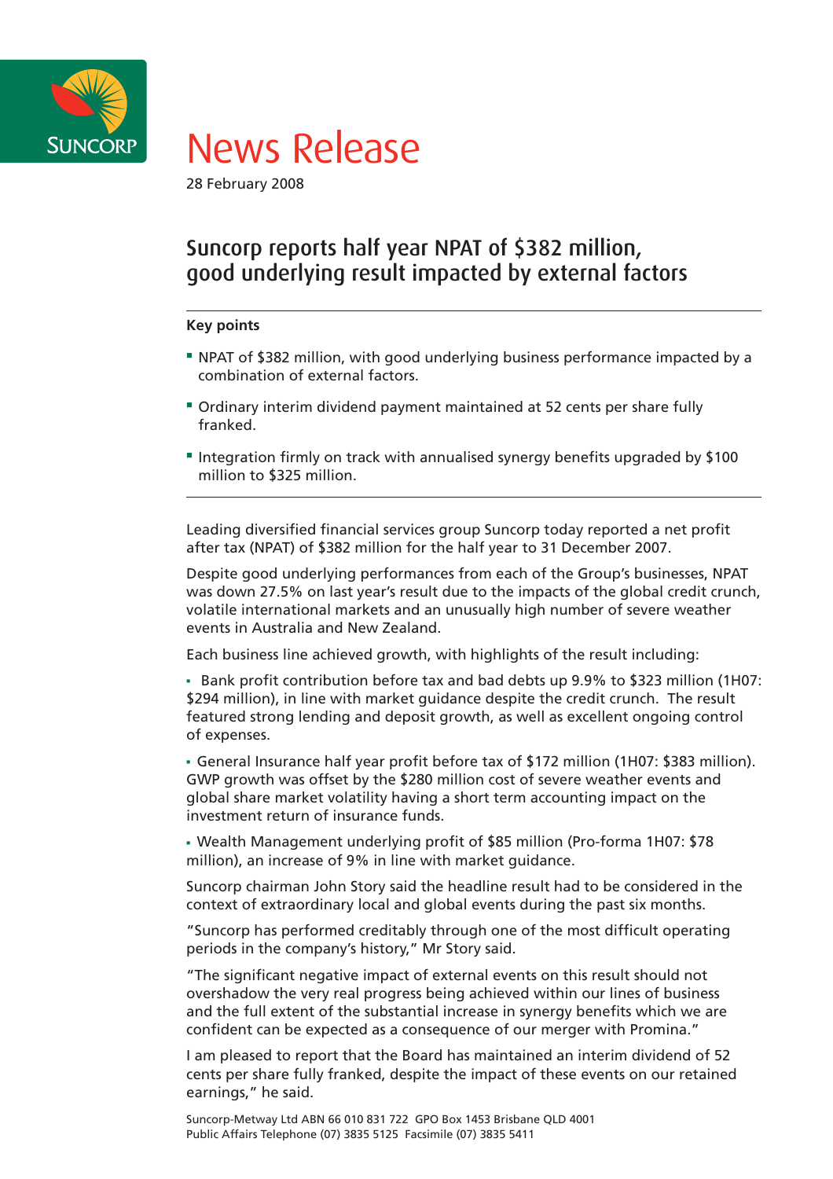SUNCORP

# News Release

28 February 2008

## Suncorp reports half year NPAT of $382 million, good underlying result impacted by external factors

**Key points**

- NPAT of $382 million, with good underlying business performance impacted by a combination of external factors.
- Ordinary interim dividend payment maintained at 52 cents per share fully franked.
- Integration firmly on track with annualised synergy benefits upgraded by $100 million to $325 million.

Leading diversified financial services group Suncorp today reported a net profit after tax (NPAT) of $382 million for the half year to 31 December 2007.

Despite good underlying performances from each of the Group's businesses, NPAT was down 27.5% on last year's result due to the impacts of the global credit crunch, volatile international markets and an unusually high number of severe weather events in Australia and New Zealand.

Each business line achieved growth, with highlights of the result including:

- Bank profit contribution before tax and bad debts up 9.9% to $323 million (1H07: $294 million), in line with market guidance despite the credit crunch. The result featured strong lending and deposit growth, as well as excellent ongoing control of expenses.
- General Insurance half year profit before tax of $172 million (1H07: $383 million). GWP growth was offset by the $280 million cost of severe weather events and global share market volatility having a short term accounting impact on the investment return of insurance funds.
- Wealth Management underlying profit of $85 million (Pro-forma 1H07: $78 million), an increase of 9% in line with market guidance.

Suncorp chairman John Story said the headline result had to be considered in the context of extraordinary local and global events during the past six months.

"Suncorp has performed creditably through one of the most difficult operating periods in the company's history," Mr Story said.

"The significant negative impact of external events on this result should not overshadow the very real progress being achieved within our lines of business and the full extent of the substantial increase in synergy benefits which we are confident can be expected as a consequence of our merger with Promina."

I am pleased to report that the Board has maintained an interim dividend of 52 cents per share fully franked, despite the impact of these events on our retained earnings," he said.

Suncorp-Metway Ltd ABN 66 010 831 722 GPO Box 1453 Brisbane QLD 4001
Public Affairs Telephone (07) 3835 5125 Facsimile (07) 3835 5411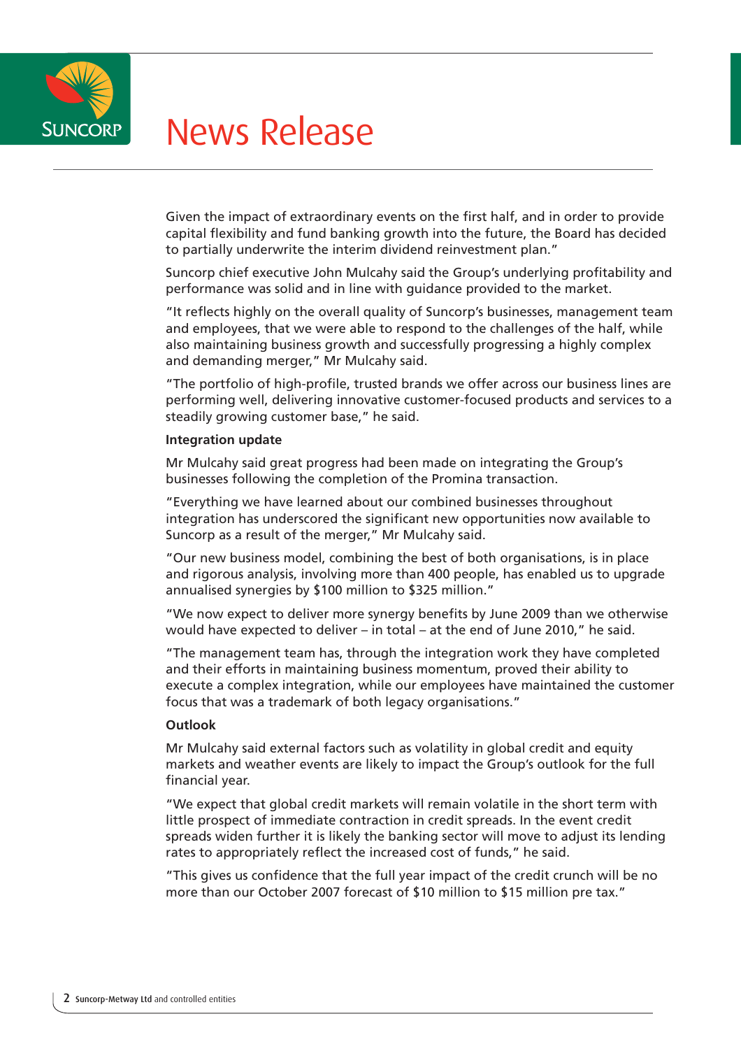Given the impact of extraordinary events on the first half, and in order to provide capital flexibility and fund banking growth into the future, the Board has decided to partially underwrite the interim dividend reinvestment plan."

Suncorp chief executive John Mulcahy said the Group's underlying profitability and performance was solid and in line with guidance provided to the market.

"It reflects highly on the overall quality of Suncorp's businesses, management team and employees, that we were able to respond to the challenges of the half, while also maintaining business growth and successfully progressing a highly complex and demanding merger," Mr Mulcahy said.

"The portfolio of high-profile, trusted brands we offer across our business lines are performing well, delivering innovative customer-focused products and services to a steadily growing customer base," he said.

**Integration update**

Mr Mulcahy said great progress had been made on integrating the Group's businesses following the completion of the Promina transaction.

"Everything we have learned about our combined businesses throughout integration has underscored the significant new opportunities now available to Suncorp as a result of the merger," Mr Mulcahy said.

"Our new business model, combining the best of both organisations, is in place and rigorous analysis, involving more than 400 people, has enabled us to upgrade annualised synergies by $100 million to $325 million."

"We now expect to deliver more synergy benefits by June 2009 than we otherwise would have expected to deliver – in total – at the end of June 2010," he said.

"The management team has, through the integration work they have completed and their efforts in maintaining business momentum, proved their ability to execute a complex integration, while our employees have maintained the customer focus that was a trademark of both legacy organisations."

**Outlook**

Mr Mulcahy said external factors such as volatility in global credit and equity markets and weather events are likely to impact the Group's outlook for the full financial year.

"We expect that global credit markets will remain volatile in the short term with little prospect of immediate contraction in credit spreads. In the event credit spreads widen further it is likely the banking sector will move to adjust its lending rates to appropriately reflect the increased cost of funds," he said.

"This gives us confidence that the full year impact of the credit crunch will be no more than our October 2007 forecast of $10 million to $15 million pre tax."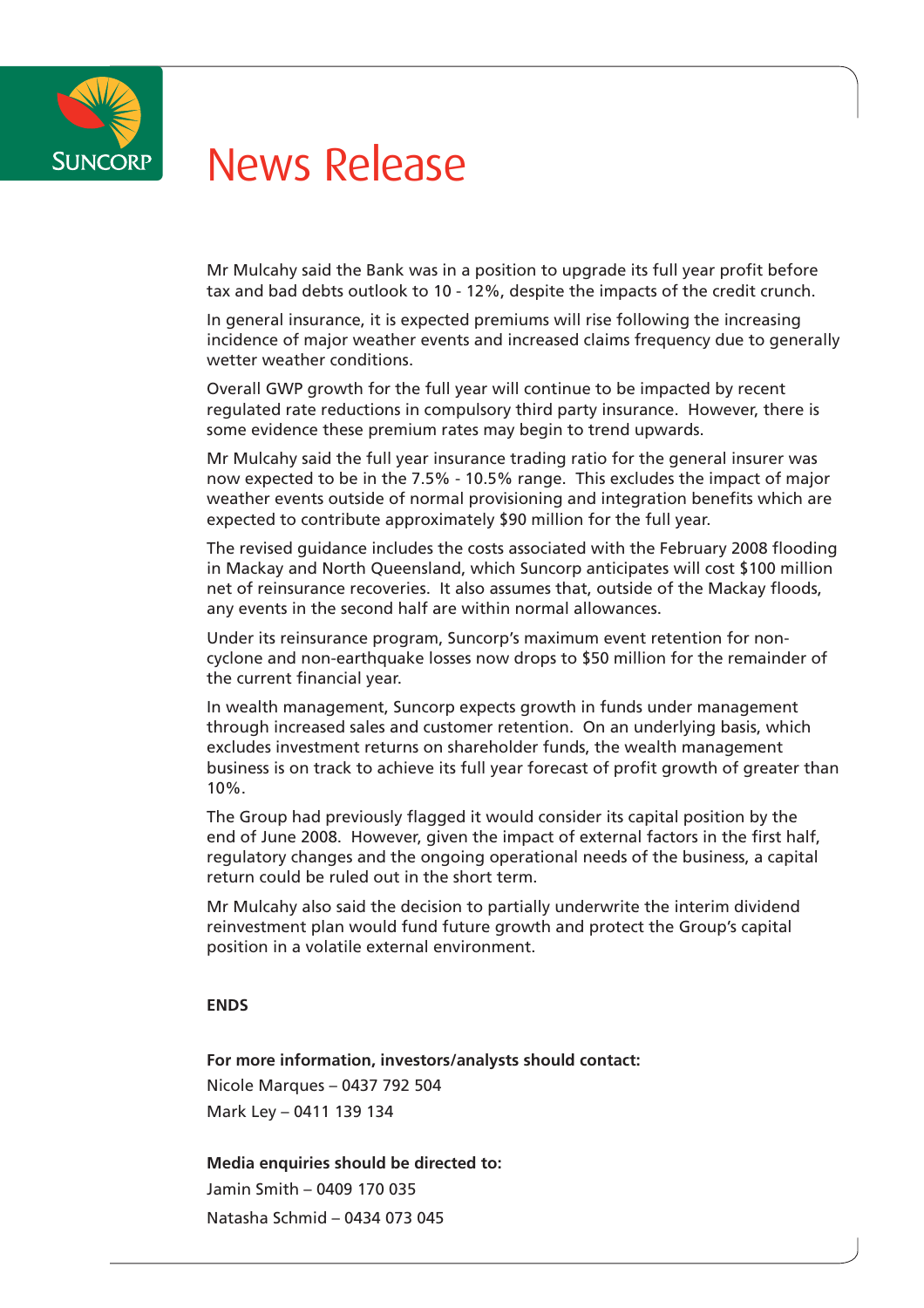Mr Mulcahy said the Bank was in a position to upgrade its full year profit before tax and bad debts outlook to 10 - 12%, despite the impacts of the credit crunch.

In general insurance, it is expected premiums will rise following the increasing incidence of major weather events and increased claims frequency due to generally wetter weather conditions.

Overall GWP growth for the full year will continue to be impacted by recent regulated rate reductions in compulsory third party insurance. However, there is some evidence these premium rates may begin to trend upwards.

Mr Mulcahy said the full year insurance trading ratio for the general insurer was now expected to be in the 7.5% - 10.5% range. This excludes the impact of major weather events outside of normal provisioning and integration benefits which are expected to contribute approximately $90 million for the full year.

The revised guidance includes the costs associated with the February 2008 flooding in Mackay and North Queensland, which Suncorp anticipates will cost $100 million net of reinsurance recoveries. It also assumes that, outside of the Mackay floods, any events in the second half are within normal allowances.

Under its reinsurance program, Suncorp's maximum event retention for non-cyclone and non-earthquake losses now drops to $50 million for the remainder of the current financial year.

In wealth management, Suncorp expects growth in funds under management through increased sales and customer retention. On an underlying basis, which excludes investment returns on shareholder funds, the wealth management business is on track to achieve its full year forecast of profit growth of greater than 10%.

The Group had previously flagged it would consider its capital position by the end of June 2008. However, given the impact of external factors in the first half, regulatory changes and the ongoing operational needs of the business, a capital return could be ruled out in the short term.

Mr Mulcahy also said the decision to partially underwrite the interim dividend reinvestment plan would fund future growth and protect the Group's capital position in a volatile external environment.

**ENDS**

**For more information, investors/analysts should contact:**

Nicole Marques – 0437 792 504

Mark Ley – 0411 139 134

**Media enquiries should be directed to:**

Jamin Smith – 0409 170 035

Natasha Schmid – 0434 073 045